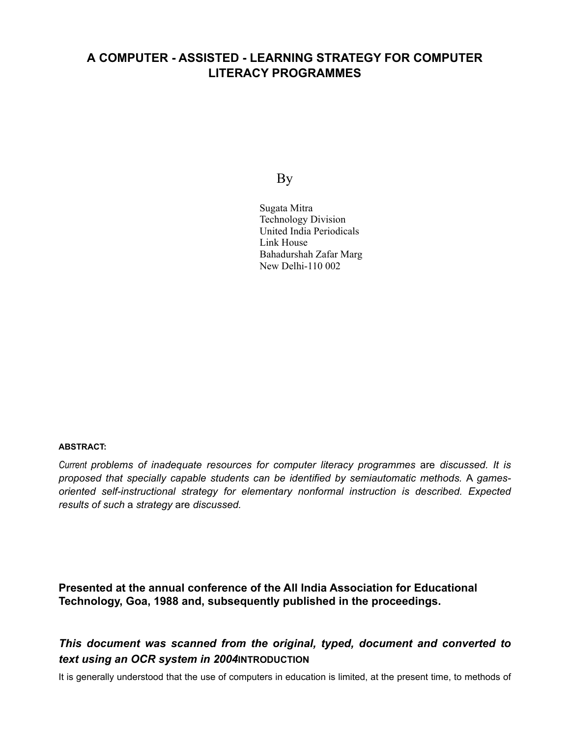# A COMPUTER - ASSISTED - LEARNING STRATEGY FOR COMPUTER LITERACY PROGRAMMES

By

Sugata Mitra
Technology Division
United India Periodicals
Link House
Bahadurshah Zafar Marg
New Delhi-110 002

**ABSTRACT:**

*Current problems of inadequate resources for computer literacy programmes* are *discussed. It is proposed that specially capable students can be identified by semiautomatic methods.* A *games-oriented self-instructional strategy for elementary nonformal instruction is described. Expected results of such* a *strategy* are *discussed.*

**Presented at the annual conference of the All India Association for Educational Technology, Goa, 1988 and, subsequently published in the proceedings.**

***This document was scanned from the original, typed, document and converted to text using an OCR system in 2004***

## INTRODUCTION

It is generally understood that the use of computers in education is limited, at the present time, to methods of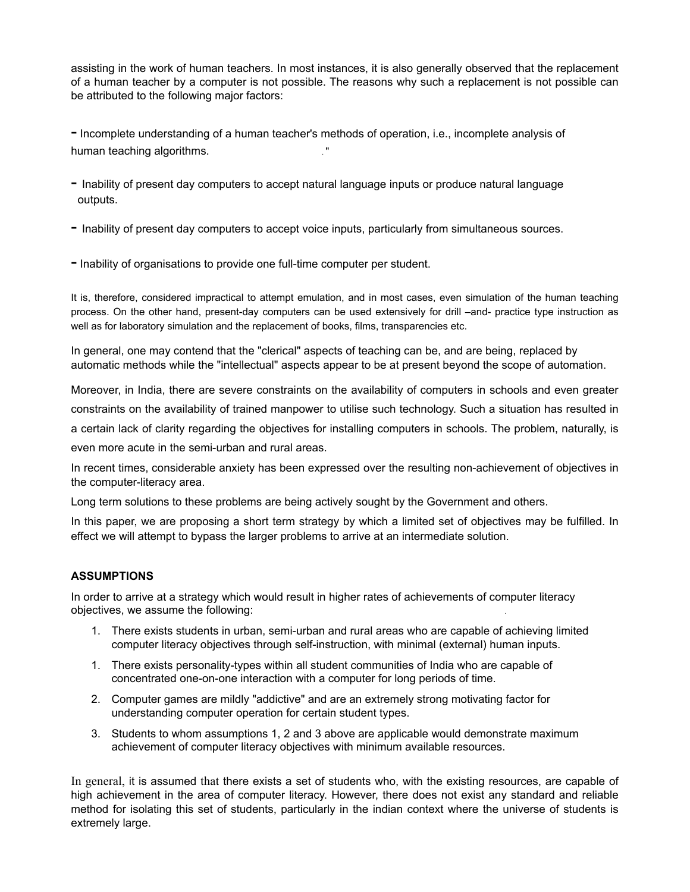assisting in the work of human teachers. In most instances, it is also generally observed that the replacement of a human teacher by a computer is not possible. The reasons why such a replacement is not possible can be attributed to the following major factors:

- Incomplete understanding of a human teacher's methods of operation, i.e., incomplete analysis of human teaching algorithms.

- Inability of present day computers to accept natural language inputs or produce natural language outputs.

- Inability of present day computers to accept voice inputs, particularly from simultaneous sources.

- Inability of organisations to provide one full-time computer per student.

It is, therefore, considered impractical to attempt emulation, and in most cases, even simulation of the human teaching process. On the other hand, present-day computers can be used extensively for drill –and- practice type instruction as well as for laboratory simulation and the replacement of books, films, transparencies etc.

In general, one may contend that the "clerical" aspects of teaching can be, and are being, replaced by automatic methods while the "intellectual" aspects appear to be at present beyond the scope of automation.

Moreover, in India, there are severe constraints on the availability of computers in schools and even greater constraints on the availability of trained manpower to utilise such technology. Such a situation has resulted in a certain lack of clarity regarding the objectives for installing computers in schools. The problem, naturally, is even more acute in the semi-urban and rural areas.

In recent times, considerable anxiety has been expressed over the resulting non-achievement of objectives in the computer-literacy area.

Long term solutions to these problems are being actively sought by the Government and others.

In this paper, we are proposing a short term strategy by which a limited set of objectives may be fulfilled. In effect we will attempt to bypass the larger problems to arrive at an intermediate solution.

## ASSUMPTIONS

In order to arrive at a strategy which would result in higher rates of achievements of computer literacy objectives, we assume the following:

1. There exists students in urban, semi-urban and rural areas who are capable of achieving limited computer literacy objectives through self-instruction, with minimal (external) human inputs.
1. There exists personality-types within all student communities of India who are capable of concentrated one-on-one interaction with a computer for long periods of time.
2. Computer games are mildly "addictive" and are an extremely strong motivating factor for understanding computer operation for certain student types.
3. Students to whom assumptions 1, 2 and 3 above are applicable would demonstrate maximum achievement of computer literacy objectives with minimum available resources.

In general, it is assumed that there exists a set of students who, with the existing resources, are capable of high achievement in the area of computer literacy. However, there does not exist any standard and reliable method for isolating this set of students, particularly in the indian context where the universe of students is extremely large.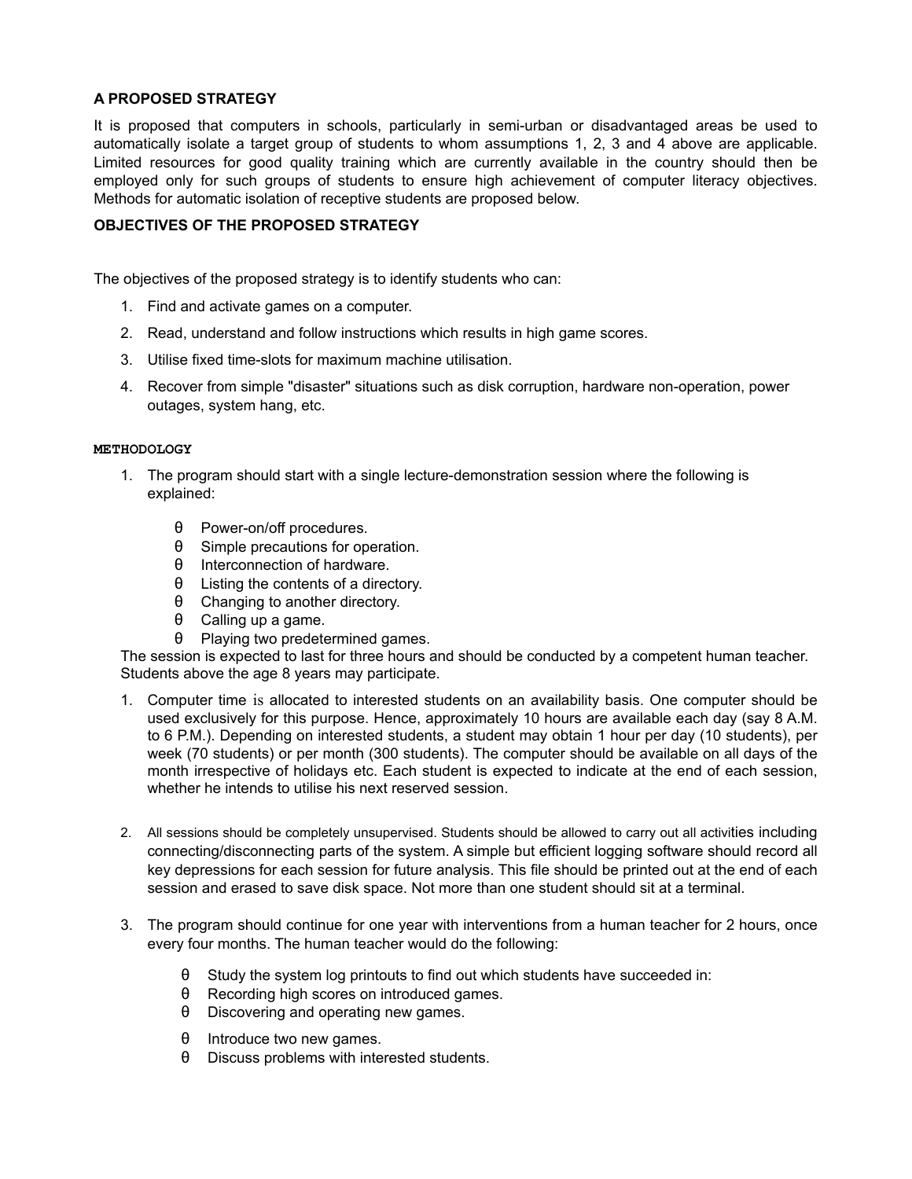### A PROPOSED STRATEGY

It is proposed that computers in schools, particularly in semi-urban or disadvantaged areas be used to automatically isolate a target group of students to whom assumptions 1, 2, 3 and 4 above are applicable. Limited resources for good quality training which are currently available in the country should then be employed only for such groups of students to ensure high achievement of computer literacy objectives. Methods for automatic isolation of receptive students are proposed below.

### OBJECTIVES OF THE PROPOSED STRATEGY

The objectives of the proposed strategy is to identify students who can:

1. Find and activate games on a computer.
2. Read, understand and follow instructions which results in high game scores.
3. Utilise fixed time-slots for maximum machine utilisation.
4. Recover from simple "disaster" situations such as disk corruption, hardware non-operation, power outages, system hang, etc.

### METHODOLOGY

1. The program should start with a single lecture-demonstration session where the following is explained:

   - θ Power-on/off procedures.
   - θ Simple precautions for operation.
   - θ Interconnection of hardware.
   - θ Listing the contents of a directory.
   - θ Changing to another directory.
   - θ Calling up a game.
   - θ Playing two predetermined games.

   The session is expected to last for three hours and should be conducted by a competent human teacher. Students above the age 8 years may participate.

1. Computer time is allocated to interested students on an availability basis. One computer should be used exclusively for this purpose. Hence, approximately 10 hours are available each day (say 8 A.M. to 6 P.M.). Depending on interested students, a student may obtain 1 hour per day (10 students), per week (70 students) or per month (300 students). The computer should be available on all days of the month irrespective of holidays etc. Each student is expected to indicate at the end of each session, whether he intends to utilise his next reserved session.

2. All sessions should be completely unsupervised. Students should be allowed to carry out all activities including connecting/disconnecting parts of the system. A simple but efficient logging software should record all key depressions for each session for future analysis. This file should be printed out at the end of each session and erased to save disk space. Not more than one student should sit at a terminal.

3. The program should continue for one year with interventions from a human teacher for 2 hours, once every four months. The human teacher would do the following:

   - θ Study the system log printouts to find out which students have succeeded in:
   - θ Recording high scores on introduced games.
   - θ Discovering and operating new games.
   - θ Introduce two new games.
   - θ Discuss problems with interested students.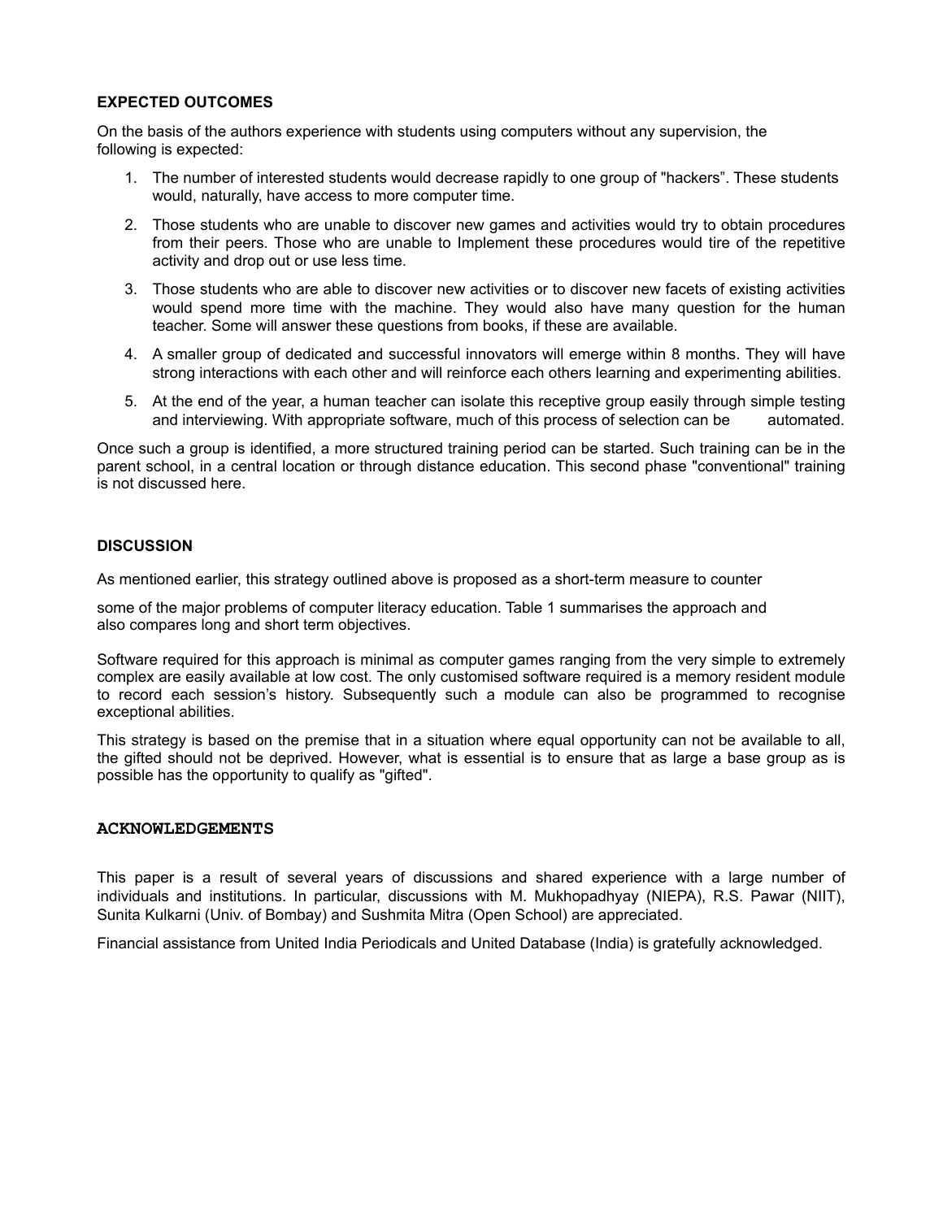## EXPECTED OUTCOMES

On the basis of the authors experience with students using computers without any supervision, the following is expected:

1. The number of interested students would decrease rapidly to one group of "hackers". These students would, naturally, have access to more computer time.
2. Those students who are unable to discover new games and activities would try to obtain procedures from their peers. Those who are unable to Implement these procedures would tire of the repetitive activity and drop out or use less time.
3. Those students who are able to discover new activities or to discover new facets of existing activities would spend more time with the machine. They would also have many question for the human teacher. Some will answer these questions from books, if these are available.
4. A smaller group of dedicated and successful innovators will emerge within 8 months. They will have strong interactions with each other and will reinforce each others learning and experimenting abilities.
5. At the end of the year, a human teacher can isolate this receptive group easily through simple testing and interviewing. With appropriate software, much of this process of selection can be automated.

Once such a group is identified, a more structured training period can be started. Such training can be in the parent school, in a central location or through distance education. This second phase "conventional" training is not discussed here.

## DISCUSSION

As mentioned earlier, this strategy outlined above is proposed as a short-term measure to counter

some of the major problems of computer literacy education. Table 1 summarises the approach and also compares long and short term objectives.

Software required for this approach is minimal as computer games ranging from the very simple to extremely complex are easily available at low cost. The only customised software required is a memory resident module to record each session's history. Subsequently such a module can also be programmed to recognise exceptional abilities.

This strategy is based on the premise that in a situation where equal opportunity can not be available to all, the gifted should not be deprived. However, what is essential is to ensure that as large a base group as is possible has the opportunity to qualify as "gifted".

## ACKNOWLEDGEMENTS

This paper is a result of several years of discussions and shared experience with a large number of individuals and institutions. In particular, discussions with M. Mukhopadhyay (NIEPA), R.S. Pawar (NIIT), Sunita Kulkarni (Univ. of Bombay) and Sushmita Mitra (Open School) are appreciated.

Financial assistance from United India Periodicals and United Database (India) is gratefully acknowledged.